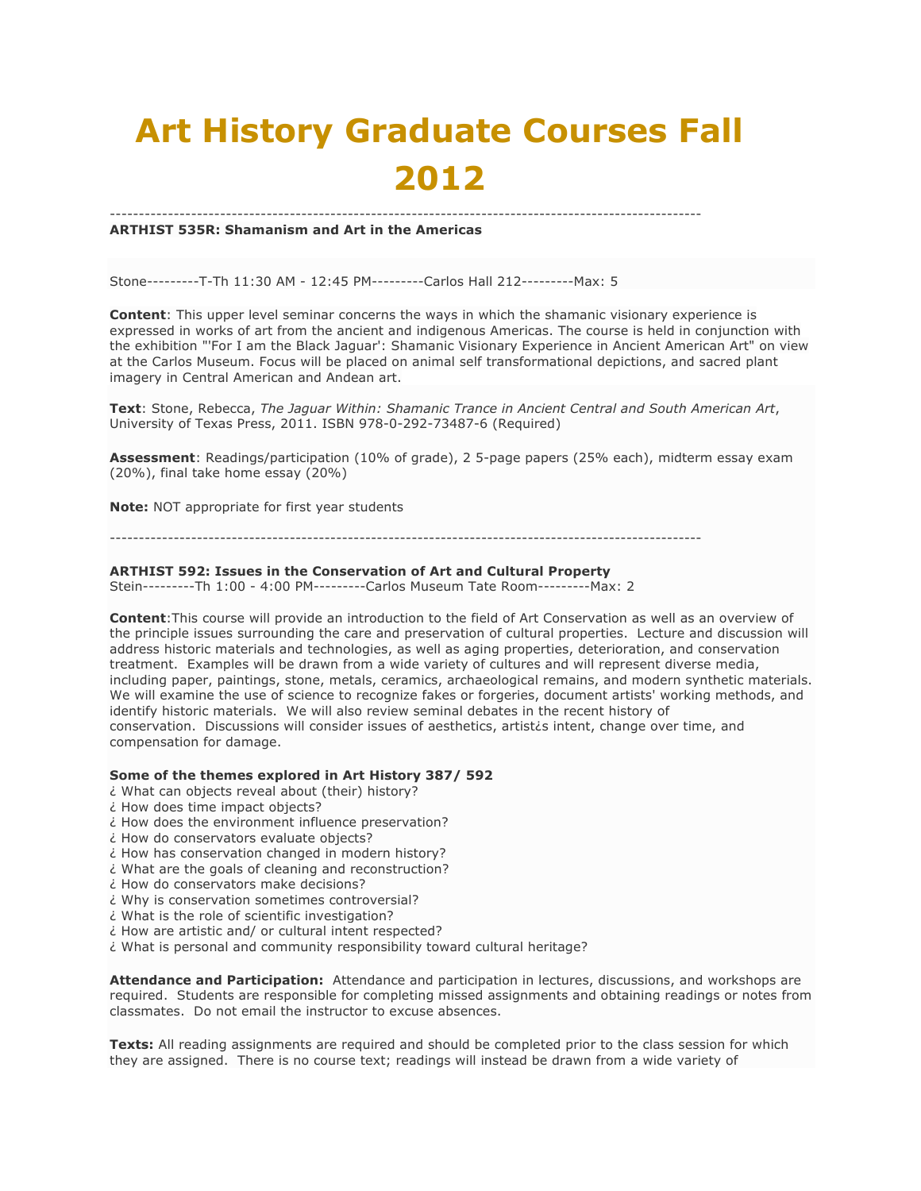# Art History Graduate Courses Fall 2012

---

**ARTHIST 535R: Shamanism and Art in the Americas**

Stone---------T-Th 11:30 AM - 12:45 PM---------Carlos Hall 212---------Max: 5

**Content**: This upper level seminar concerns the ways in which the shamanic visionary experience is expressed in works of art from the ancient and indigenous Americas. The course is held in conjunction with the exhibition "'For I am the Black Jaguar': Shamanic Visionary Experience in Ancient American Art" on view at the Carlos Museum. Focus will be placed on animal self transformational depictions, and sacred plant imagery in Central American and Andean art.

**Text**: Stone, Rebecca, *The Jaguar Within: Shamanic Trance in Ancient Central and South American Art*, University of Texas Press, 2011. ISBN 978-0-292-73487-6 (Required)

**Assessment**: Readings/participation (10% of grade), 2 5-page papers (25% each), midterm essay exam (20%), final take home essay (20%)

**Note:** NOT appropriate for first year students

---

**ARTHIST 592: Issues in the Conservation of Art and Cultural Property**
Stein---------Th 1:00 - 4:00 PM---------Carlos Museum Tate Room---------Max: 2

**Content**:This course will provide an introduction to the field of Art Conservation as well as an overview of the principle issues surrounding the care and preservation of cultural properties. Lecture and discussion will address historic materials and technologies, as well as aging properties, deterioration, and conservation treatment. Examples will be drawn from a wide variety of cultures and will represent diverse media, including paper, paintings, stone, metals, ceramics, archaeological remains, and modern synthetic materials. We will examine the use of science to recognize fakes or forgeries, document artists' working methods, and identify historic materials. We will also review seminal debates in the recent history of conservation. Discussions will consider issues of aesthetics, artist¿s intent, change over time, and compensation for damage.

**Some of the themes explored in Art History 387/ 592**
¿ What can objects reveal about (their) history?
¿ How does time impact objects?
¿ How does the environment influence preservation?
¿ How do conservators evaluate objects?
¿ How has conservation changed in modern history?
¿ What are the goals of cleaning and reconstruction?
¿ How do conservators make decisions?
¿ Why is conservation sometimes controversial?
¿ What is the role of scientific investigation?
¿ How are artistic and/ or cultural intent respected?
¿ What is personal and community responsibility toward cultural heritage?

**Attendance and Participation:** Attendance and participation in lectures, discussions, and workshops are required. Students are responsible for completing missed assignments and obtaining readings or notes from classmates. Do not email the instructor to excuse absences.

**Texts:** All reading assignments are required and should be completed prior to the class session for which they are assigned. There is no course text; readings will instead be drawn from a wide variety of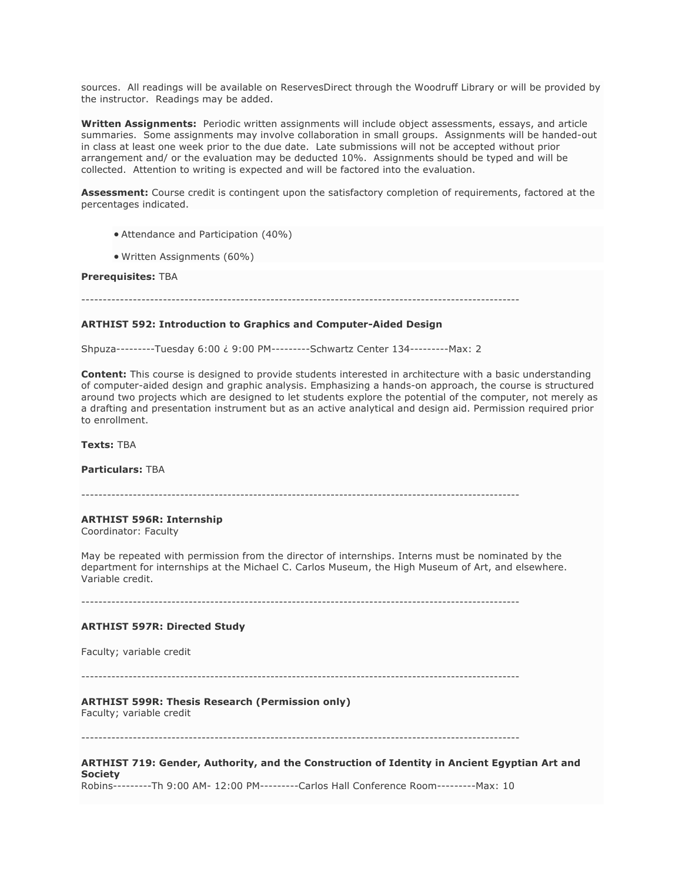sources. All readings will be available on ReservesDirect through the Woodruff Library or will be provided by the instructor. Readings may be added.

**Written Assignments:** Periodic written assignments will include object assessments, essays, and article summaries. Some assignments may involve collaboration in small groups. Assignments will be handed-out in class at least one week prior to the due date. Late submissions will not be accepted without prior arrangement and/ or the evaluation may be deducted 10%. Assignments should be typed and will be collected. Attention to writing is expected and will be factored into the evaluation.

**Assessment:** Course credit is contingent upon the satisfactory completion of requirements, factored at the percentages indicated.

- Attendance and Participation (40%)
- Written Assignments (60%)

**Prerequisites:** TBA

---------------------------------------------------------------------------------------------------

**ARTHIST 592: Introduction to Graphics and Computer-Aided Design**

Shpuza---------Tuesday 6:00 ¿ 9:00 PM---------Schwartz Center 134---------Max: 2

**Content:** This course is designed to provide students interested in architecture with a basic understanding of computer-aided design and graphic analysis. Emphasizing a hands-on approach, the course is structured around two projects which are designed to let students explore the potential of the computer, not merely as a drafting and presentation instrument but as an active analytical and design aid. Permission required prior to enrollment.

**Texts:** TBA

**Particulars:** TBA

---------------------------------------------------------------------------------------------------

**ARTHIST 596R: Internship**
Coordinator: Faculty

May be repeated with permission from the director of internships. Interns must be nominated by the department for internships at the Michael C. Carlos Museum, the High Museum of Art, and elsewhere. Variable credit.

---------------------------------------------------------------------------------------------------

**ARTHIST 597R: Directed Study**

Faculty; variable credit

---------------------------------------------------------------------------------------------------

**ARTHIST 599R: Thesis Research (Permission only)**
Faculty; variable credit

---------------------------------------------------------------------------------------------------

**ARTHIST 719: Gender, Authority, and the Construction of Identity in Ancient Egyptian Art and Society**
Robins---------Th 9:00 AM- 12:00 PM---------Carlos Hall Conference Room---------Max: 10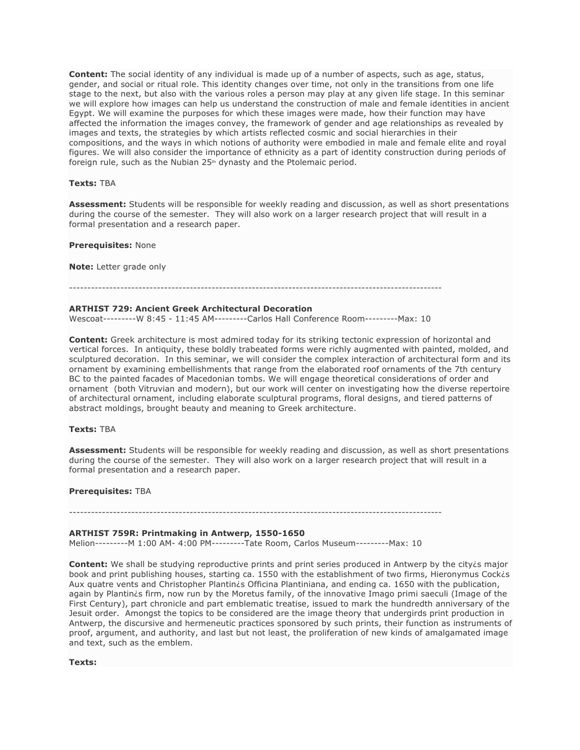**Content:** The social identity of any individual is made up of a number of aspects, such as age, status, gender, and social or ritual role. This identity changes over time, not only in the transitions from one life stage to the next, but also with the various roles a person may play at any given life stage. In this seminar we will explore how images can help us understand the construction of male and female identities in ancient Egypt. We will examine the purposes for which these images were made, how their function may have affected the information the images convey, the framework of gender and age relationships as revealed by images and texts, the strategies by which artists reflected cosmic and social hierarchies in their compositions, and the ways in which notions of authority were embodied in male and female elite and royal figures. We will also consider the importance of ethnicity as a part of identity construction during periods of foreign rule, such as the Nubian 25th dynasty and the Ptolemaic period.

**Texts:** TBA

**Assessment:** Students will be responsible for weekly reading and discussion, as well as short presentations during the course of the semester. They will also work on a larger research project that will result in a formal presentation and a research paper.

**Prerequisites:** None

**Note:** Letter grade only

----------------------------------------------------------------------------------------------------

**ARTHIST 729: Ancient Greek Architectural Decoration**
Wescoat---------W 8:45 - 11:45 AM---------Carlos Hall Conference Room---------Max: 10

**Content:** Greek architecture is most admired today for its striking tectonic expression of horizontal and vertical forces. In antiquity, these boldly trabeated forms were richly augmented with painted, molded, and sculptured decoration. In this seminar, we will consider the complex interaction of architectural form and its ornament by examining embellishments that range from the elaborated roof ornaments of the 7th century BC to the painted facades of Macedonian tombs. We will engage theoretical considerations of order and ornament (both Vitruvian and modern), but our work will center on investigating how the diverse repertoire of architectural ornament, including elaborate sculptural programs, floral designs, and tiered patterns of abstract moldings, brought beauty and meaning to Greek architecture.

**Texts:** TBA

**Assessment:** Students will be responsible for weekly reading and discussion, as well as short presentations during the course of the semester. They will also work on a larger research project that will result in a formal presentation and a research paper.

**Prerequisites:** TBA

----------------------------------------------------------------------------------------------------

**ARTHIST 759R: Printmaking in Antwerp, 1550-1650**
Melion---------M 1:00 AM- 4:00 PM---------Tate Room, Carlos Museum---------Max: 10

**Content:** We shall be studying reproductive prints and print series produced in Antwerp by the city¿s major book and print publishing houses, starting ca. 1550 with the establishment of two firms, Hieronymus Cock¿s Aux quatre vents and Christopher Plantin¿s Officina Plantiniana, and ending ca. 1650 with the publication, again by Plantin¿s firm, now run by the Moretus family, of the innovative Imago primi saeculi (Image of the First Century), part chronicle and part emblematic treatise, issued to mark the hundredth anniversary of the Jesuit order. Amongst the topics to be considered are the image theory that undergirds print production in Antwerp, the discursive and hermeneutic practices sponsored by such prints, their function as instruments of proof, argument, and authority, and last but not least, the proliferation of new kinds of amalgamated image and text, such as the emblem.

**Texts:**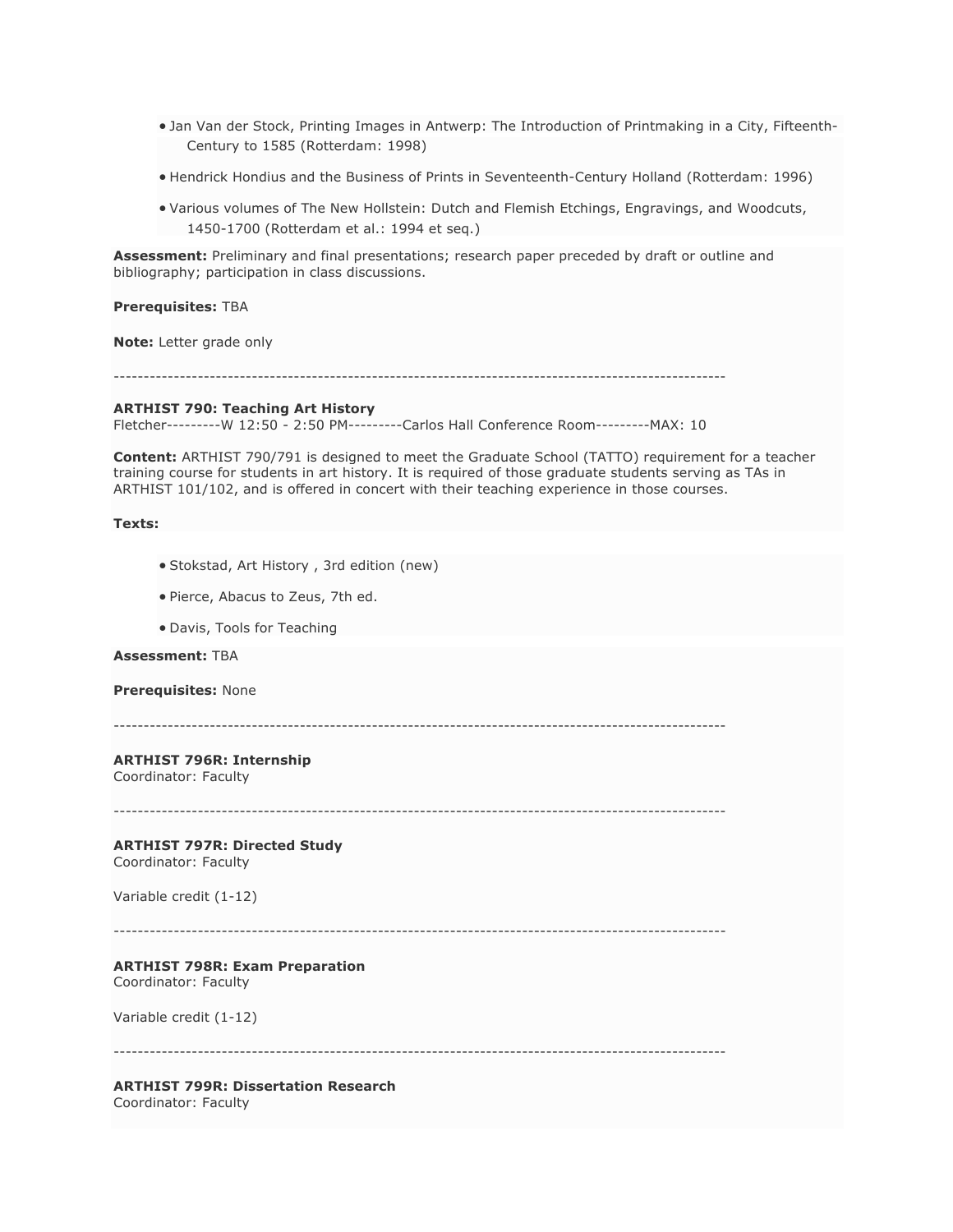- Jan Van der Stock, Printing Images in Antwerp: The Introduction of Printmaking in a City, Fifteenth-Century to 1585 (Rotterdam: 1998)
- Hendrick Hondius and the Business of Prints in Seventeenth-Century Holland (Rotterdam: 1996)
- Various volumes of The New Hollstein: Dutch and Flemish Etchings, Engravings, and Woodcuts, 1450-1700 (Rotterdam et al.: 1994 et seq.)

**Assessment:** Preliminary and final presentations; research paper preceded by draft or outline and bibliography; participation in class discussions.

**Prerequisites:** TBA

**Note:** Letter grade only

----------------------------------------------------------------------------------------------------

**ARTHIST 790: Teaching Art History**
Fletcher---------W 12:50 - 2:50 PM---------Carlos Hall Conference Room---------MAX: 10

**Content:** ARTHIST 790/791 is designed to meet the Graduate School (TATTO) requirement for a teacher training course for students in art history. It is required of those graduate students serving as TAs in ARTHIST 101/102, and is offered in concert with their teaching experience in those courses.

**Texts:**

- Stokstad, Art History , 3rd edition (new)
- Pierce, Abacus to Zeus, 7th ed.
- Davis, Tools for Teaching

**Assessment:** TBA

**Prerequisites:** None

----------------------------------------------------------------------------------------------------

**ARTHIST 796R: Internship**
Coordinator: Faculty

----------------------------------------------------------------------------------------------------

**ARTHIST 797R: Directed Study**
Coordinator: Faculty

Variable credit (1-12)

----------------------------------------------------------------------------------------------------

**ARTHIST 798R: Exam Preparation**
Coordinator: Faculty

Variable credit (1-12)

----------------------------------------------------------------------------------------------------

**ARTHIST 799R: Dissertation Research**
Coordinator: Faculty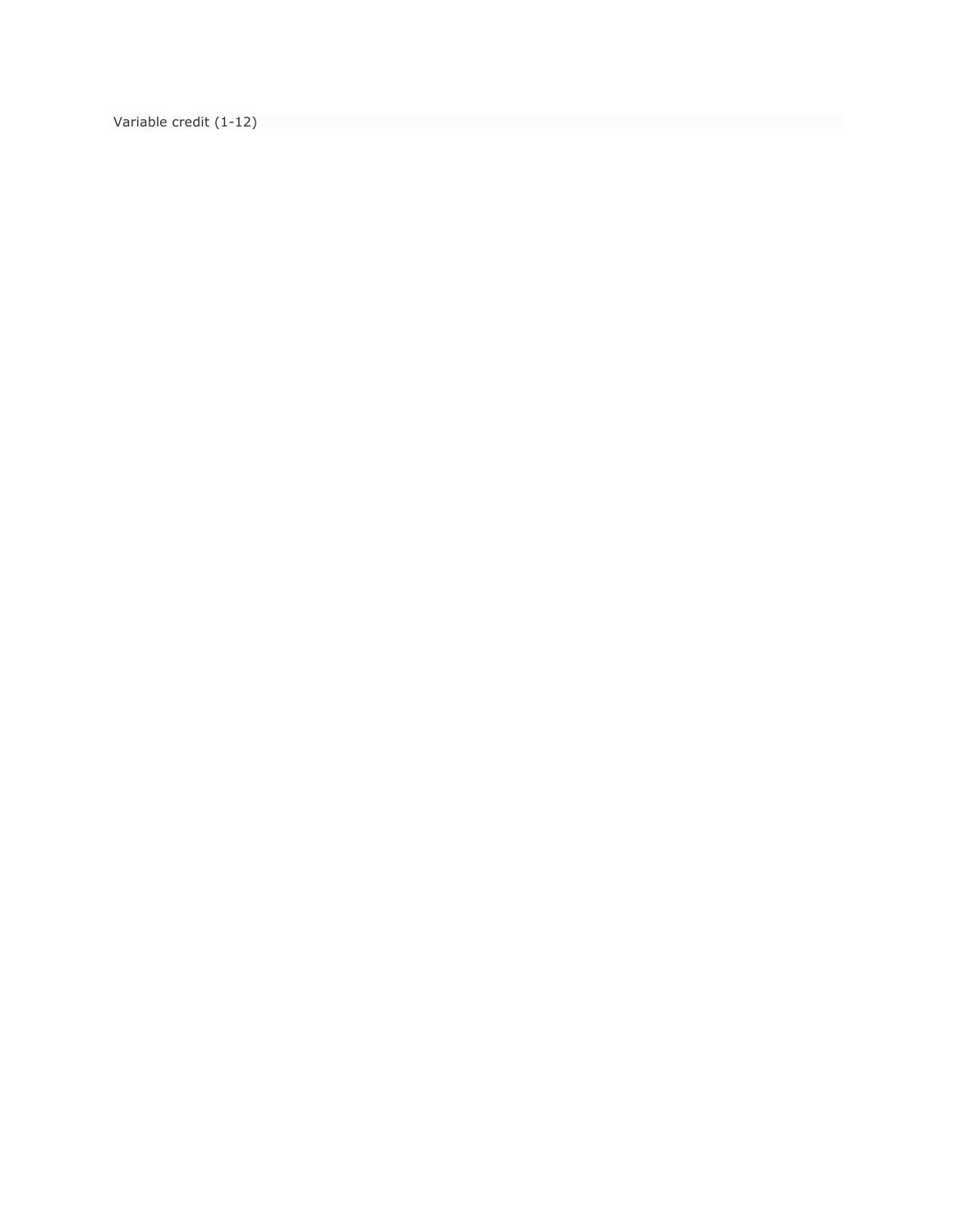Variable credit (1-12)